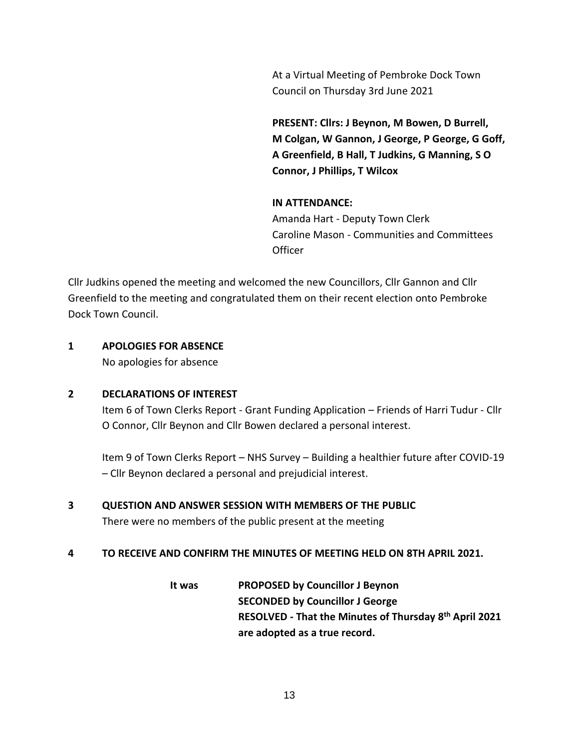At a Virtual Meeting of Pembroke Dock Town Council on Thursday 3rd June 2021

**PRESENT: Cllrs: J Beynon, M Bowen, D Burrell, M Colgan, W Gannon, J George, P George, G Goff, A Greenfield, B Hall, T Judkins, G Manning, S O Connor, J Phillips, T Wilcox**

**IN ATTENDANCE:**
Amanda Hart - Deputy Town Clerk
Caroline Mason - Communities and Committees Officer

Cllr Judkins opened the meeting and welcomed the new Councillors, Cllr Gannon and Cllr Greenfield to the meeting and congratulated them on their recent election onto Pembroke Dock Town Council.

## 1 APOLOGIES FOR ABSENCE

No apologies for absence

## 2 DECLARATIONS OF INTEREST

Item 6 of Town Clerks Report - Grant Funding Application – Friends of Harri Tudur - Cllr O Connor, Cllr Beynon and Cllr Bowen declared a personal interest.

Item 9 of Town Clerks Report – NHS Survey – Building a healthier future after COVID-19 – Cllr Beynon declared a personal and prejudicial interest.

## 3 QUESTION AND ANSWER SESSION WITH MEMBERS OF THE PUBLIC

There were no members of the public present at the meeting

## 4 TO RECEIVE AND CONFIRM THE MINUTES OF MEETING HELD ON 8TH APRIL 2021.

**It was** **PROPOSED by Councillor J Beynon**
**SECONDED by Councillor J George**
**RESOLVED - That the Minutes of Thursday 8th April 2021 are adopted as a true record.**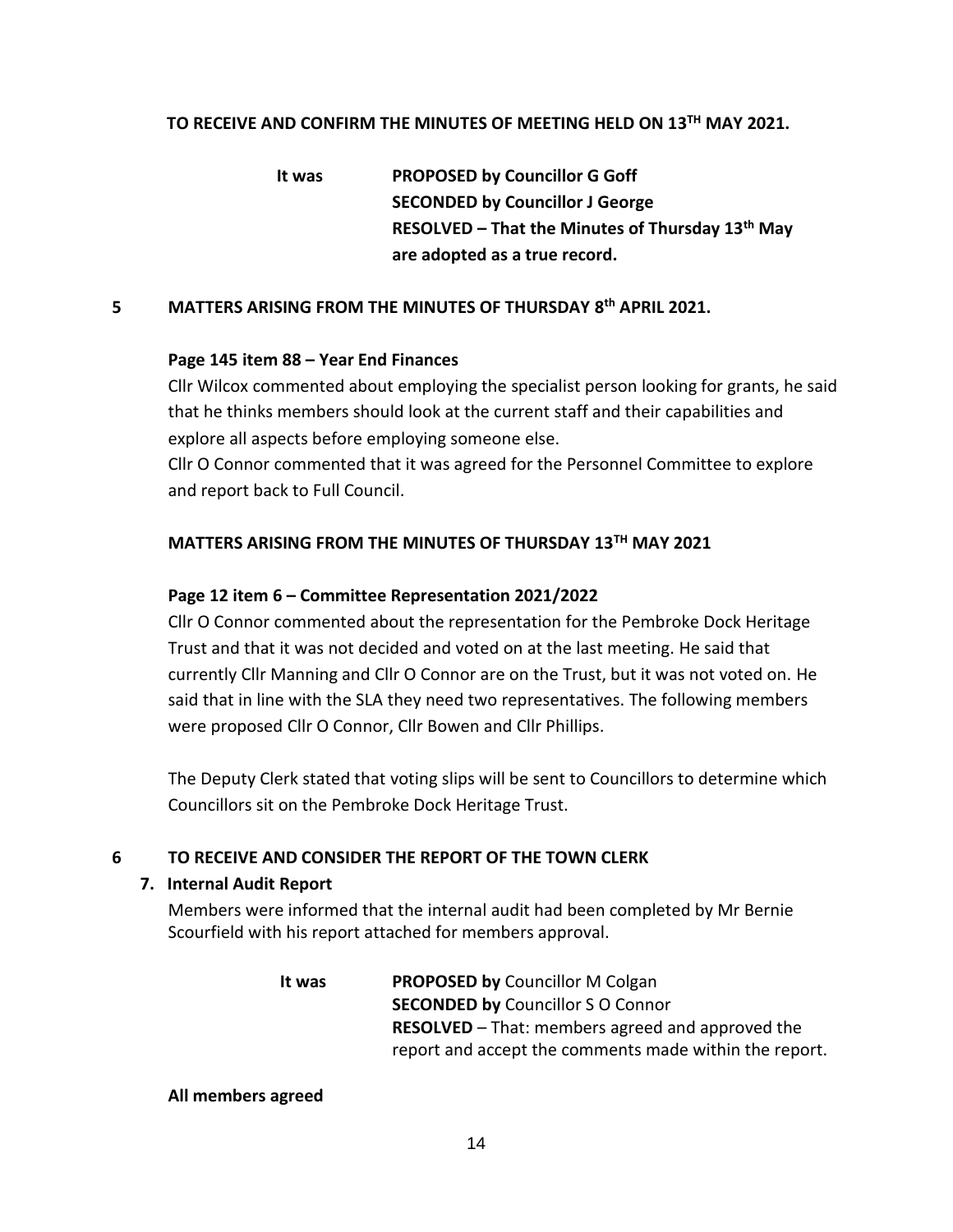**TO RECEIVE AND CONFIRM THE MINUTES OF MEETING HELD ON 13TH MAY 2021.**

**It was** **PROPOSED by Councillor G Goff**
**SECONDED by Councillor J George**
**RESOLVED – That the Minutes of Thursday 13th May are adopted as a true record.**

## 5 MATTERS ARISING FROM THE MINUTES OF THURSDAY 8th APRIL 2021.

**Page 145 item 88 – Year End Finances**

Cllr Wilcox commented about employing the specialist person looking for grants, he said that he thinks members should look at the current staff and their capabilities and explore all aspects before employing someone else.

Cllr O Connor commented that it was agreed for the Personnel Committee to explore and report back to Full Council.

**MATTERS ARISING FROM THE MINUTES OF THURSDAY 13TH MAY 2021**

**Page 12 item 6 – Committee Representation 2021/2022**

Cllr O Connor commented about the representation for the Pembroke Dock Heritage Trust and that it was not decided and voted on at the last meeting. He said that currently Cllr Manning and Cllr O Connor are on the Trust, but it was not voted on. He said that in line with the SLA they need two representatives. The following members were proposed Cllr O Connor, Cllr Bowen and Cllr Phillips.

The Deputy Clerk stated that voting slips will be sent to Councillors to determine which Councillors sit on the Pembroke Dock Heritage Trust.

## 6 TO RECEIVE AND CONSIDER THE REPORT OF THE TOWN CLERK

**7. Internal Audit Report**

Members were informed that the internal audit had been completed by Mr Bernie Scourfield with his report attached for members approval.

**It was** **PROPOSED by** Councillor M Colgan
**SECONDED by** Councillor S O Connor
**RESOLVED** – That: members agreed and approved the report and accept the comments made within the report.

**All members agreed**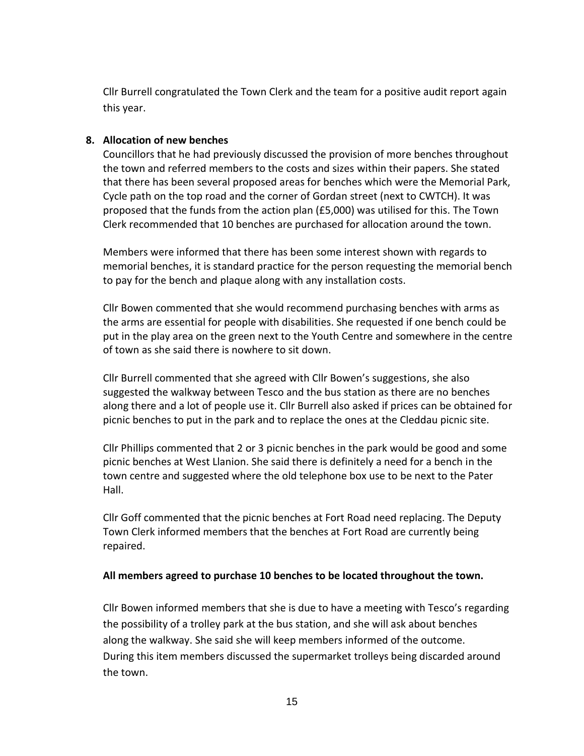Cllr Burrell congratulated the Town Clerk and the team for a positive audit report again this year.

**8. Allocation of new benches**

Councillors that he had previously discussed the provision of more benches throughout the town and referred members to the costs and sizes within their papers. She stated that there has been several proposed areas for benches which were the Memorial Park, Cycle path on the top road and the corner of Gordan street (next to CWTCH). It was proposed that the funds from the action plan (£5,000) was utilised for this. The Town Clerk recommended that 10 benches are purchased for allocation around the town.

Members were informed that there has been some interest shown with regards to memorial benches, it is standard practice for the person requesting the memorial bench to pay for the bench and plaque along with any installation costs.

Cllr Bowen commented that she would recommend purchasing benches with arms as the arms are essential for people with disabilities. She requested if one bench could be put in the play area on the green next to the Youth Centre and somewhere in the centre of town as she said there is nowhere to sit down.

Cllr Burrell commented that she agreed with Cllr Bowen's suggestions, she also suggested the walkway between Tesco and the bus station as there are no benches along there and a lot of people use it. Cllr Burrell also asked if prices can be obtained for picnic benches to put in the park and to replace the ones at the Cleddau picnic site.

Cllr Phillips commented that 2 or 3 picnic benches in the park would be good and some picnic benches at West Llanion. She said there is definitely a need for a bench in the town centre and suggested where the old telephone box use to be next to the Pater Hall.

Cllr Goff commented that the picnic benches at Fort Road need replacing. The Deputy Town Clerk informed members that the benches at Fort Road are currently being repaired.

**All members agreed to purchase 10 benches to be located throughout the town.**

Cllr Bowen informed members that she is due to have a meeting with Tesco's regarding the possibility of a trolley park at the bus station, and she will ask about benches along the walkway. She said she will keep members informed of the outcome. During this item members discussed the supermarket trolleys being discarded around the town.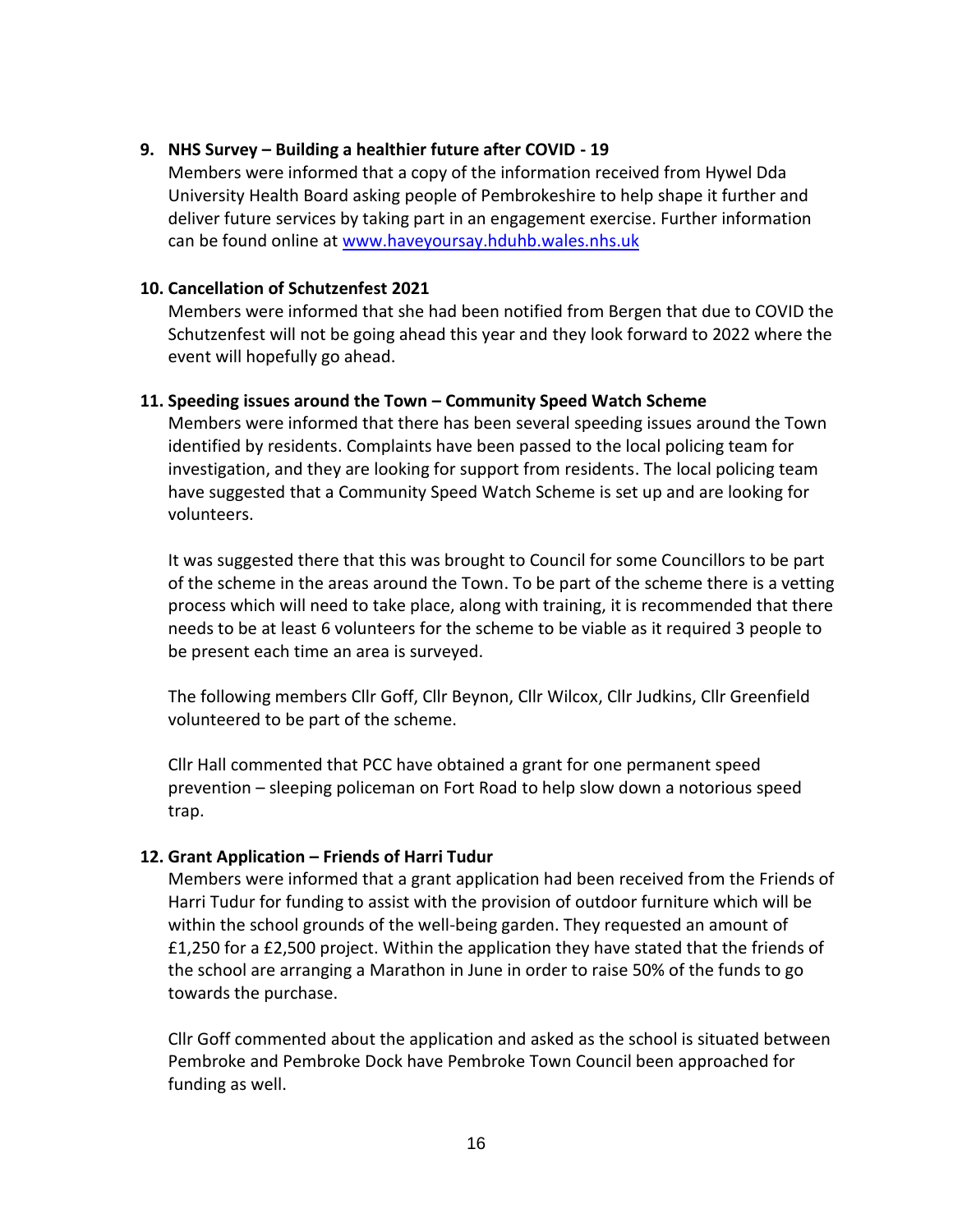**9. NHS Survey – Building a healthier future after COVID - 19**

Members were informed that a copy of the information received from Hywel Dda University Health Board asking people of Pembrokeshire to help shape it further and deliver future services by taking part in an engagement exercise. Further information can be found online at [www.haveyoursay.hduhb.wales.nhs.uk](www.haveyoursay.hduhb.wales.nhs.uk)

**10. Cancellation of Schutzenfest 2021**

Members were informed that she had been notified from Bergen that due to COVID the Schutzenfest will not be going ahead this year and they look forward to 2022 where the event will hopefully go ahead.

**11. Speeding issues around the Town – Community Speed Watch Scheme**

Members were informed that there has been several speeding issues around the Town identified by residents. Complaints have been passed to the local policing team for investigation, and they are looking for support from residents. The local policing team have suggested that a Community Speed Watch Scheme is set up and are looking for volunteers.

It was suggested there that this was brought to Council for some Councillors to be part of the scheme in the areas around the Town. To be part of the scheme there is a vetting process which will need to take place, along with training, it is recommended that there needs to be at least 6 volunteers for the scheme to be viable as it required 3 people to be present each time an area is surveyed.

The following members Cllr Goff, Cllr Beynon, Cllr Wilcox, Cllr Judkins, Cllr Greenfield volunteered to be part of the scheme.

Cllr Hall commented that PCC have obtained a grant for one permanent speed prevention – sleeping policeman on Fort Road to help slow down a notorious speed trap.

**12. Grant Application – Friends of Harri Tudur**

Members were informed that a grant application had been received from the Friends of Harri Tudur for funding to assist with the provision of outdoor furniture which will be within the school grounds of the well-being garden. They requested an amount of £1,250 for a £2,500 project. Within the application they have stated that the friends of the school are arranging a Marathon in June in order to raise 50% of the funds to go towards the purchase.

Cllr Goff commented about the application and asked as the school is situated between Pembroke and Pembroke Dock have Pembroke Town Council been approached for funding as well.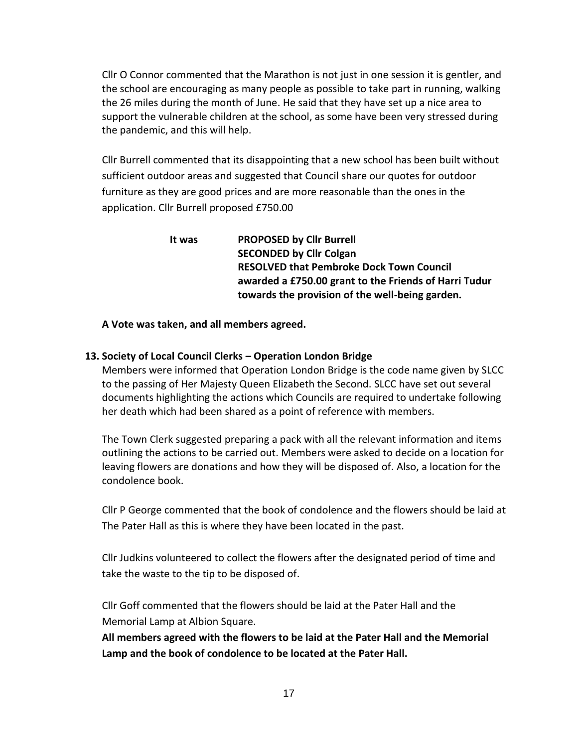Cllr O Connor commented that the Marathon is not just in one session it is gentler, and the school are encouraging as many people as possible to take part in running, walking the 26 miles during the month of June. He said that they have set up a nice area to support the vulnerable children at the school, as some have been very stressed during the pandemic, and this will help.

Cllr Burrell commented that its disappointing that a new school has been built without sufficient outdoor areas and suggested that Council share our quotes for outdoor furniture as they are good prices and are more reasonable than the ones in the application. Cllr Burrell proposed £750.00

**It was** **PROPOSED by Cllr Burrell**
**SECONDED by Cllr Colgan**
**RESOLVED that Pembroke Dock Town Council awarded a £750.00 grant to the Friends of Harri Tudur towards the provision of the well-being garden.**

**A Vote was taken, and all members agreed.**

## 13. Society of Local Council Clerks – Operation London Bridge

Members were informed that Operation London Bridge is the code name given by SLCC to the passing of Her Majesty Queen Elizabeth the Second. SLCC have set out several documents highlighting the actions which Councils are required to undertake following her death which had been shared as a point of reference with members.

The Town Clerk suggested preparing a pack with all the relevant information and items outlining the actions to be carried out. Members were asked to decide on a location for leaving flowers are donations and how they will be disposed of. Also, a location for the condolence book.

Cllr P George commented that the book of condolence and the flowers should be laid at The Pater Hall as this is where they have been located in the past.

Cllr Judkins volunteered to collect the flowers after the designated period of time and take the waste to the tip to be disposed of.

Cllr Goff commented that the flowers should be laid at the Pater Hall and the Memorial Lamp at Albion Square.

**All members agreed with the flowers to be laid at the Pater Hall and the Memorial Lamp and the book of condolence to be located at the Pater Hall.**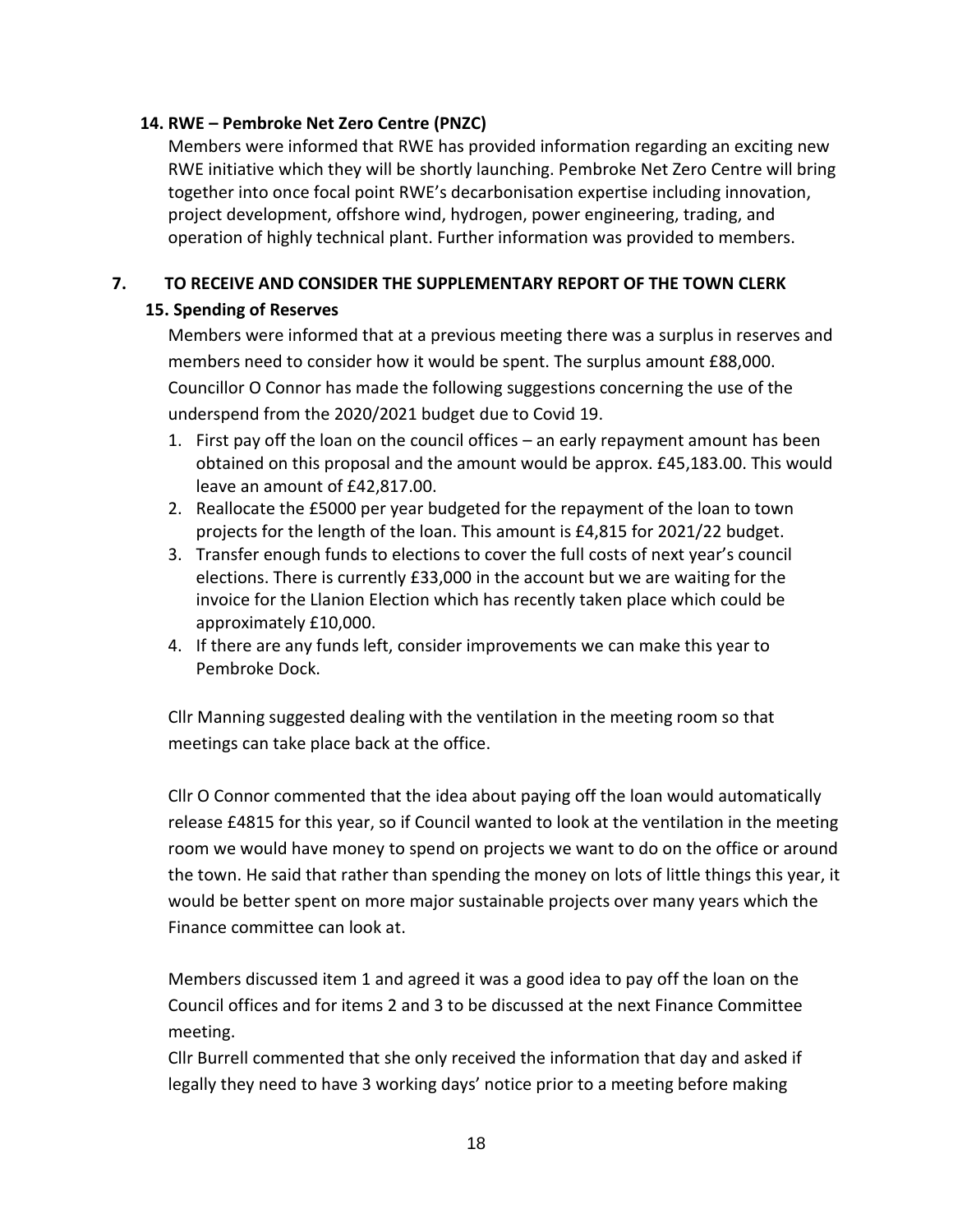**14. RWE – Pembroke Net Zero Centre (PNZC)**

Members were informed that RWE has provided information regarding an exciting new RWE initiative which they will be shortly launching. Pembroke Net Zero Centre will bring together into once focal point RWE's decarbonisation expertise including innovation, project development, offshore wind, hydrogen, power engineering, trading, and operation of highly technical plant. Further information was provided to members.

## 7. TO RECEIVE AND CONSIDER THE SUPPLEMENTARY REPORT OF THE TOWN CLERK

**15. Spending of Reserves**

Members were informed that at a previous meeting there was a surplus in reserves and members need to consider how it would be spent. The surplus amount £88,000. Councillor O Connor has made the following suggestions concerning the use of the underspend from the 2020/2021 budget due to Covid 19.

1. First pay off the loan on the council offices – an early repayment amount has been obtained on this proposal and the amount would be approx. £45,183.00. This would leave an amount of £42,817.00.
2. Reallocate the £5000 per year budgeted for the repayment of the loan to town projects for the length of the loan. This amount is £4,815 for 2021/22 budget.
3. Transfer enough funds to elections to cover the full costs of next year's council elections. There is currently £33,000 in the account but we are waiting for the invoice for the Llanion Election which has recently taken place which could be approximately £10,000.
4. If there are any funds left, consider improvements we can make this year to Pembroke Dock.

Cllr Manning suggested dealing with the ventilation in the meeting room so that meetings can take place back at the office.

Cllr O Connor commented that the idea about paying off the loan would automatically release £4815 for this year, so if Council wanted to look at the ventilation in the meeting room we would have money to spend on projects we want to do on the office or around the town. He said that rather than spending the money on lots of little things this year, it would be better spent on more major sustainable projects over many years which the Finance committee can look at.

Members discussed item 1 and agreed it was a good idea to pay off the loan on the Council offices and for items 2 and 3 to be discussed at the next Finance Committee meeting.

Cllr Burrell commented that she only received the information that day and asked if legally they need to have 3 working days' notice prior to a meeting before making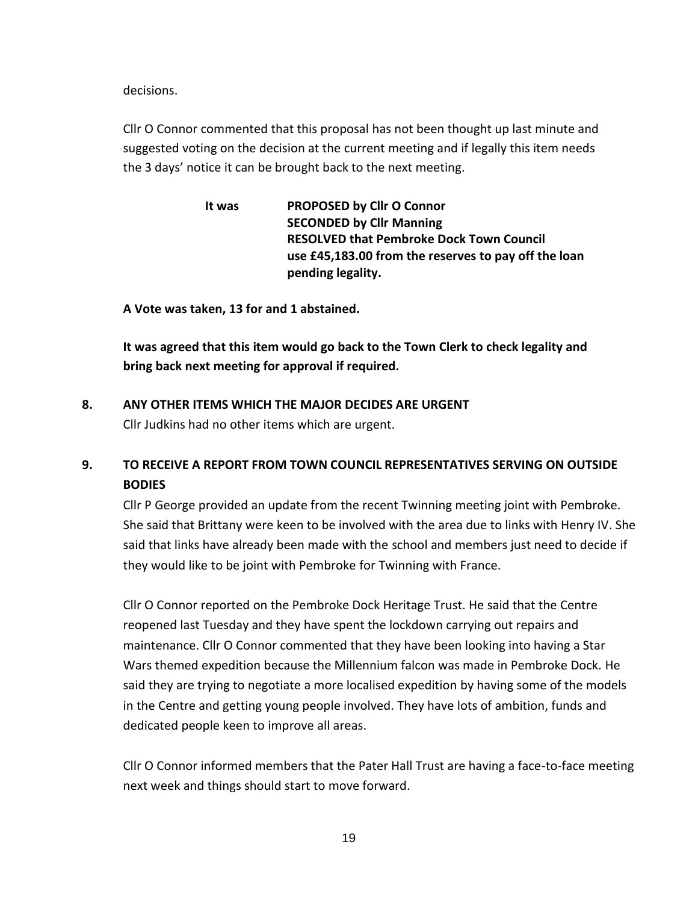decisions.

Cllr O Connor commented that this proposal has not been thought up last minute and suggested voting on the decision at the current meeting and if legally this item needs the 3 days' notice it can be brought back to the next meeting.

**It was** **PROPOSED by Cllr O Connor**
**SECONDED by Cllr Manning**
**RESOLVED that Pembroke Dock Town Council use £45,183.00 from the reserves to pay off the loan pending legality.**

**A Vote was taken, 13 for and 1 abstained.**

**It was agreed that this item would go back to the Town Clerk to check legality and bring back next meeting for approval if required.**

**8. ANY OTHER ITEMS WHICH THE MAJOR DECIDES ARE URGENT**

Cllr Judkins had no other items which are urgent.

**9. TO RECEIVE A REPORT FROM TOWN COUNCIL REPRESENTATIVES SERVING ON OUTSIDE BODIES**

Cllr P George provided an update from the recent Twinning meeting joint with Pembroke. She said that Brittany were keen to be involved with the area due to links with Henry IV. She said that links have already been made with the school and members just need to decide if they would like to be joint with Pembroke for Twinning with France.

Cllr O Connor reported on the Pembroke Dock Heritage Trust. He said that the Centre reopened last Tuesday and they have spent the lockdown carrying out repairs and maintenance. Cllr O Connor commented that they have been looking into having a Star Wars themed expedition because the Millennium falcon was made in Pembroke Dock. He said they are trying to negotiate a more localised expedition by having some of the models in the Centre and getting young people involved. They have lots of ambition, funds and dedicated people keen to improve all areas.

Cllr O Connor informed members that the Pater Hall Trust are having a face-to-face meeting next week and things should start to move forward.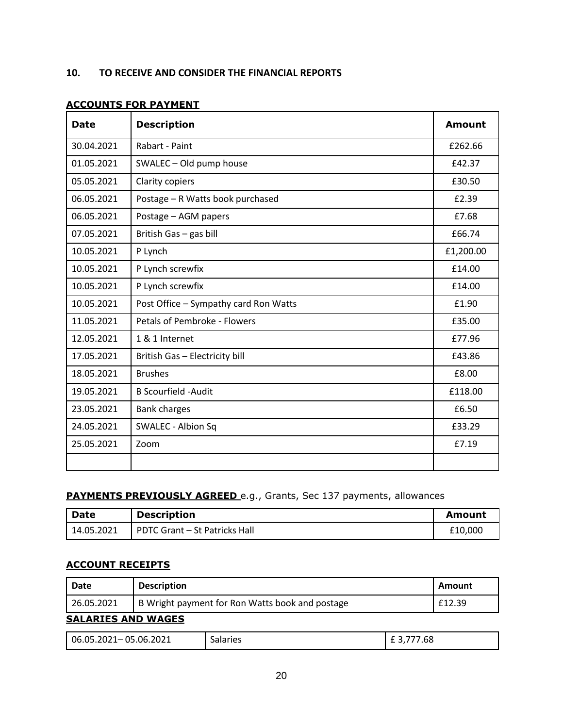## 10. TO RECEIVE AND CONSIDER THE FINANCIAL REPORTS

**ACCOUNTS FOR PAYMENT**

| Date | Description | Amount |
|---|---|---|
| 30.04.2021 | Rabart - Paint | £262.66 |
| 01.05.2021 | SWALEC – Old pump house | £42.37 |
| 05.05.2021 | Clarity copiers | £30.50 |
| 06.05.2021 | Postage – R Watts book purchased | £2.39 |
| 06.05.2021 | Postage – AGM papers | £7.68 |
| 07.05.2021 | British Gas – gas bill | £66.74 |
| 10.05.2021 | P Lynch | £1,200.00 |
| 10.05.2021 | P Lynch screwfix | £14.00 |
| 10.05.2021 | P Lynch screwfix | £14.00 |
| 10.05.2021 | Post Office – Sympathy card Ron Watts | £1.90 |
| 11.05.2021 | Petals of Pembroke - Flowers | £35.00 |
| 12.05.2021 | 1 & 1 Internet | £77.96 |
| 17.05.2021 | British Gas – Electricity bill | £43.86 |
| 18.05.2021 | Brushes | £8.00 |
| 19.05.2021 | B Scourfield -Audit | £118.00 |
| 23.05.2021 | Bank charges | £6.50 |
| 24.05.2021 | SWALEC - Albion Sq | £33.29 |
| 25.05.2021 | Zoom | £7.19 |
| | | |

**PAYMENTS PREVIOUSLY AGREED** e.g., Grants, Sec 137 payments, allowances

| Date | Description | Amount |
|---|---|---|
| 14.05.2021 | PDTC Grant – St Patricks Hall | £10,000 |

**ACCOUNT RECEIPTS**

| Date | Description | Amount |
|---|---|---|
| 26.05.2021 | B Wright payment for Ron Watts book and postage | £12.39 |

**SALARIES AND WAGES**

| | | |
|---|---|---|
| 06.05.2021– 05.06.2021 | Salaries | £ 3,777.68 |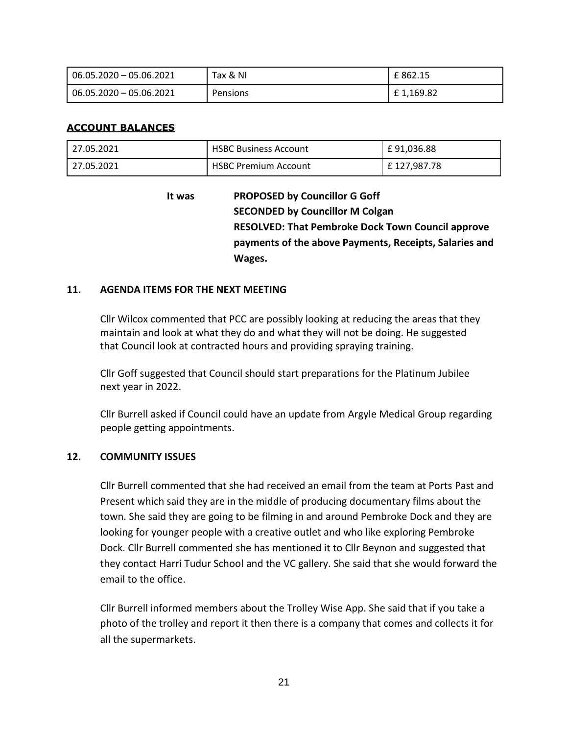| 06.05.2020 – 05.06.2021 | Tax & NI | £ 862.15 |
|---|---|---|
| 06.05.2020 – 05.06.2021 | Pensions | £ 1,169.82 |

**ACCOUNT BALANCES**

| 27.05.2021 | HSBC Business Account | £ 91,036.88 |
|---|---|---|
| 27.05.2021 | HSBC Premium Account | £ 127,987.78 |

**It was** **PROPOSED by Councillor G Goff**
**SECONDED by Councillor M Colgan**
**RESOLVED: That Pembroke Dock Town Council approve payments of the above Payments, Receipts, Salaries and Wages.**

**11. AGENDA ITEMS FOR THE NEXT MEETING**

Cllr Wilcox commented that PCC are possibly looking at reducing the areas that they maintain and look at what they do and what they will not be doing. He suggested that Council look at contracted hours and providing spraying training.

Cllr Goff suggested that Council should start preparations for the Platinum Jubilee next year in 2022.

Cllr Burrell asked if Council could have an update from Argyle Medical Group regarding people getting appointments.

**12. COMMUNITY ISSUES**

Cllr Burrell commented that she had received an email from the team at Ports Past and Present which said they are in the middle of producing documentary films about the town. She said they are going to be filming in and around Pembroke Dock and they are looking for younger people with a creative outlet and who like exploring Pembroke Dock. Cllr Burrell commented she has mentioned it to Cllr Beynon and suggested that they contact Harri Tudur School and the VC gallery. She said that she would forward the email to the office.

Cllr Burrell informed members about the Trolley Wise App. She said that if you take a photo of the trolley and report it then there is a company that comes and collects it for all the supermarkets.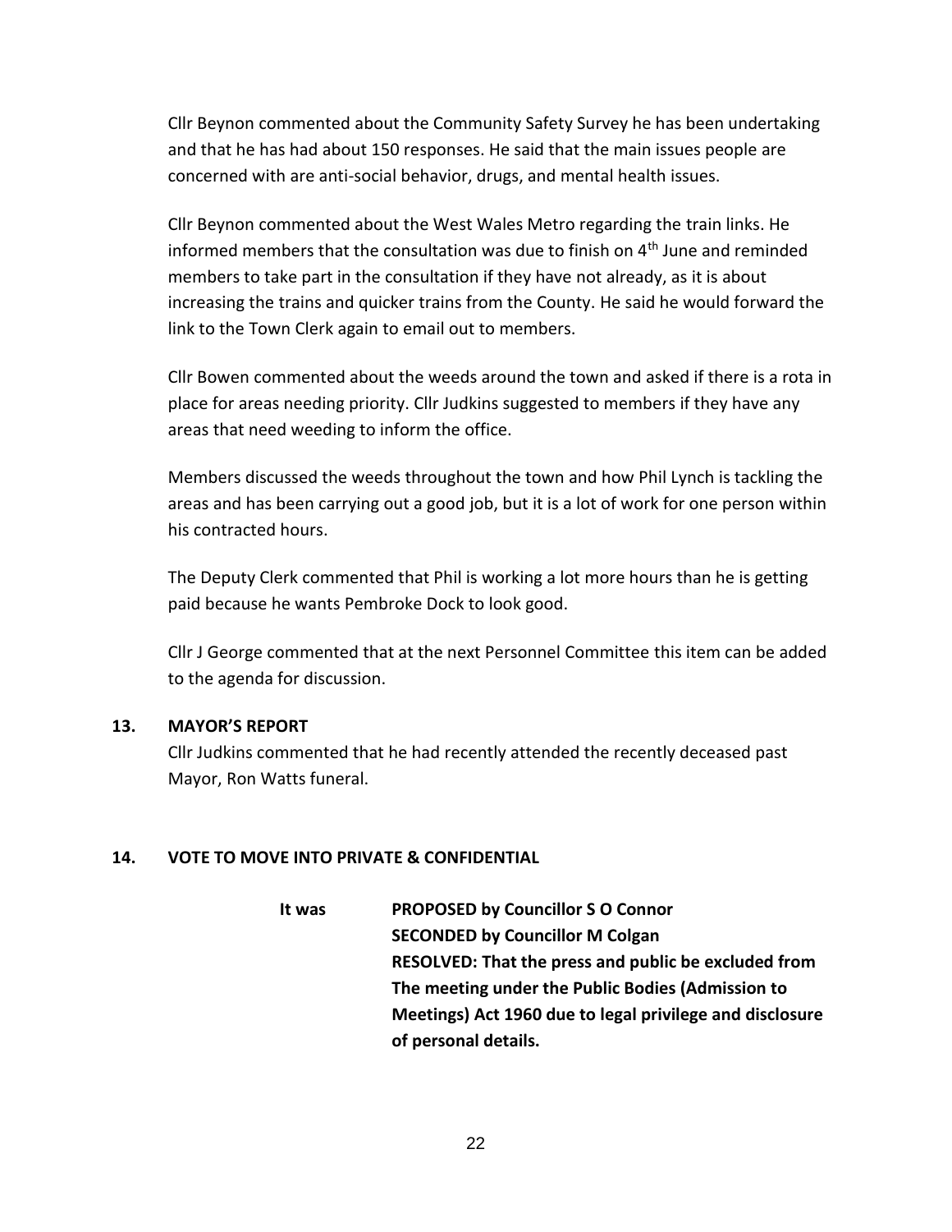Cllr Beynon commented about the Community Safety Survey he has been undertaking and that he has had about 150 responses. He said that the main issues people are concerned with are anti-social behavior, drugs, and mental health issues.

Cllr Beynon commented about the West Wales Metro regarding the train links. He informed members that the consultation was due to finish on 4th June and reminded members to take part in the consultation if they have not already, as it is about increasing the trains and quicker trains from the County. He said he would forward the link to the Town Clerk again to email out to members.

Cllr Bowen commented about the weeds around the town and asked if there is a rota in place for areas needing priority. Cllr Judkins suggested to members if they have any areas that need weeding to inform the office.

Members discussed the weeds throughout the town and how Phil Lynch is tackling the areas and has been carrying out a good job, but it is a lot of work for one person within his contracted hours.

The Deputy Clerk commented that Phil is working a lot more hours than he is getting paid because he wants Pembroke Dock to look good.

Cllr J George commented that at the next Personnel Committee this item can be added to the agenda for discussion.

## 13. MAYOR'S REPORT

Cllr Judkins commented that he had recently attended the recently deceased past Mayor, Ron Watts funeral.

## 14. VOTE TO MOVE INTO PRIVATE & CONFIDENTIAL

It was **PROPOSED by Councillor S O Connor**
**SECONDED by Councillor M Colgan**
**RESOLVED: That the press and public be excluded from The meeting under the Public Bodies (Admission to Meetings) Act 1960 due to legal privilege and disclosure of personal details.**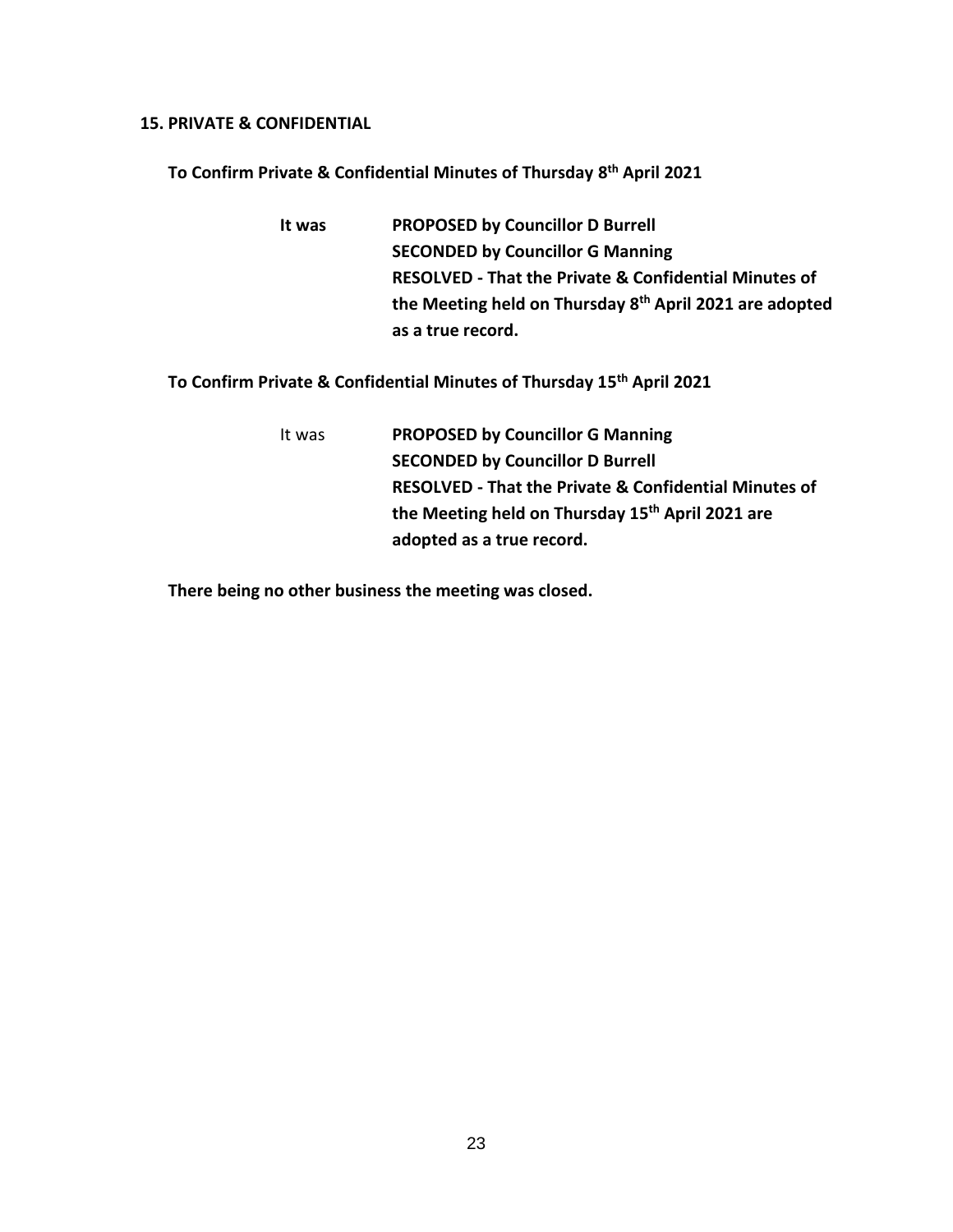**15. PRIVATE & CONFIDENTIAL**

**To Confirm Private & Confidential Minutes of Thursday 8th April 2021**

**It was** **PROPOSED by Councillor D Burrell**
**SECONDED by Councillor G Manning**
**RESOLVED - That the Private & Confidential Minutes of the Meeting held on Thursday 8th April 2021 are adopted as a true record.**

**To Confirm Private & Confidential Minutes of Thursday 15th April 2021**

It was **PROPOSED by Councillor G Manning**
**SECONDED by Councillor D Burrell**
**RESOLVED - That the Private & Confidential Minutes of the Meeting held on Thursday 15th April 2021 are adopted as a true record.**

**There being no other business the meeting was closed.**